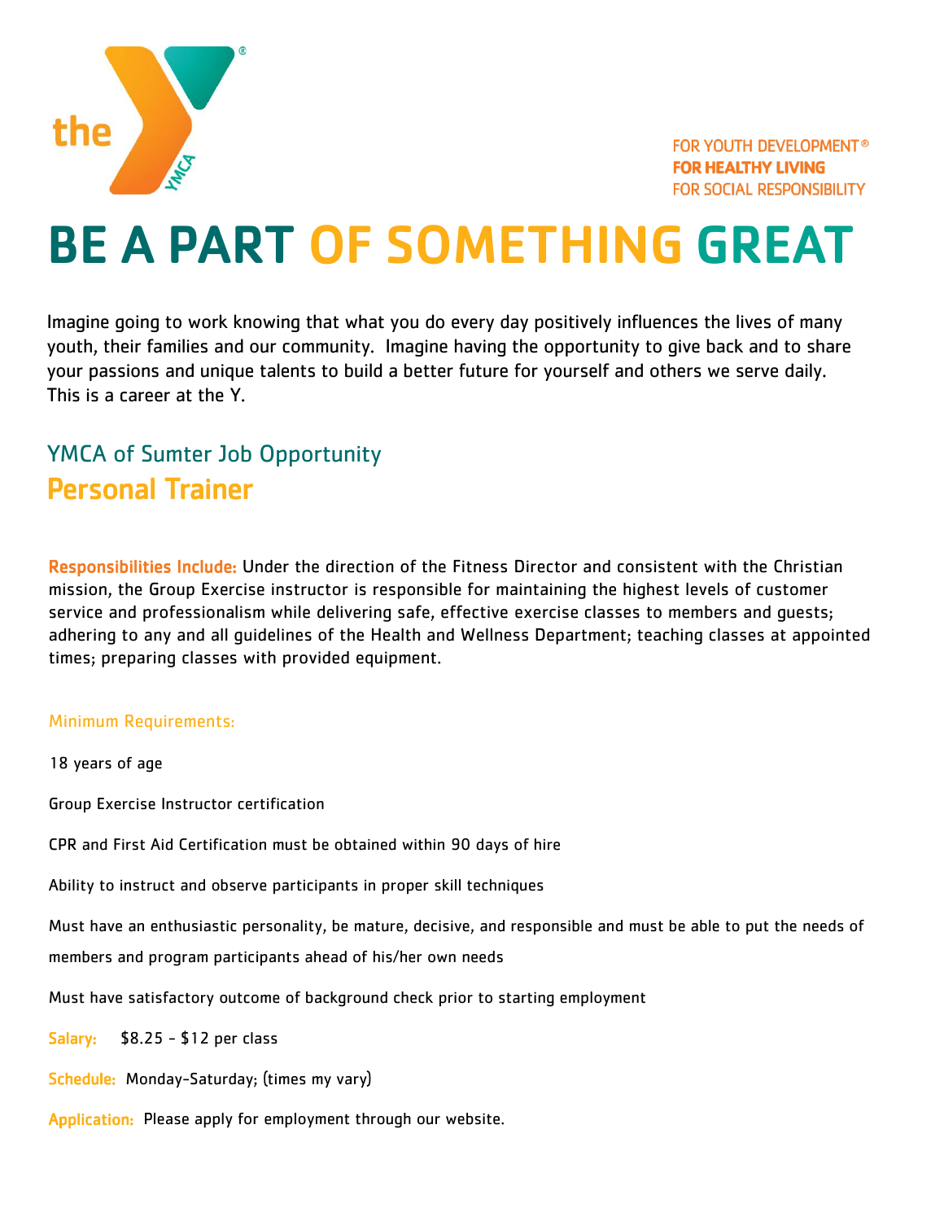the YMCA

FOR YOUTH DEVELOPMENT®
**FOR HEALTHY LIVING**
FOR SOCIAL RESPONSIBILITY

# BE A PART OF SOMETHING GREAT

Imagine going to work knowing that what you do every day positively influences the lives of many youth, their families and our community. Imagine having the opportunity to give back and to share your passions and unique talents to build a better future for yourself and others we serve daily. This is a career at the Y.

## YMCA of Sumter Job Opportunity

## Personal Trainer

**Responsibilities Include:** Under the direction of the Fitness Director and consistent with the Christian mission, the Group Exercise instructor is responsible for maintaining the highest levels of customer service and professionalism while delivering safe, effective exercise classes to members and guests; adhering to any and all guidelines of the Health and Wellness Department; teaching classes at appointed times; preparing classes with provided equipment.

**Minimum Requirements:**

18 years of age

Group Exercise Instructor certification

CPR and First Aid Certification must be obtained within 90 days of hire

Ability to instruct and observe participants in proper skill techniques

Must have an enthusiastic personality, be mature, decisive, and responsible and must be able to put the needs of members and program participants ahead of his/her own needs

Must have satisfactory outcome of background check prior to starting employment

**Salary:** $8.25 - $12 per class

**Schedule:** Monday-Saturday; (times my vary)

**Application:** Please apply for employment through our website.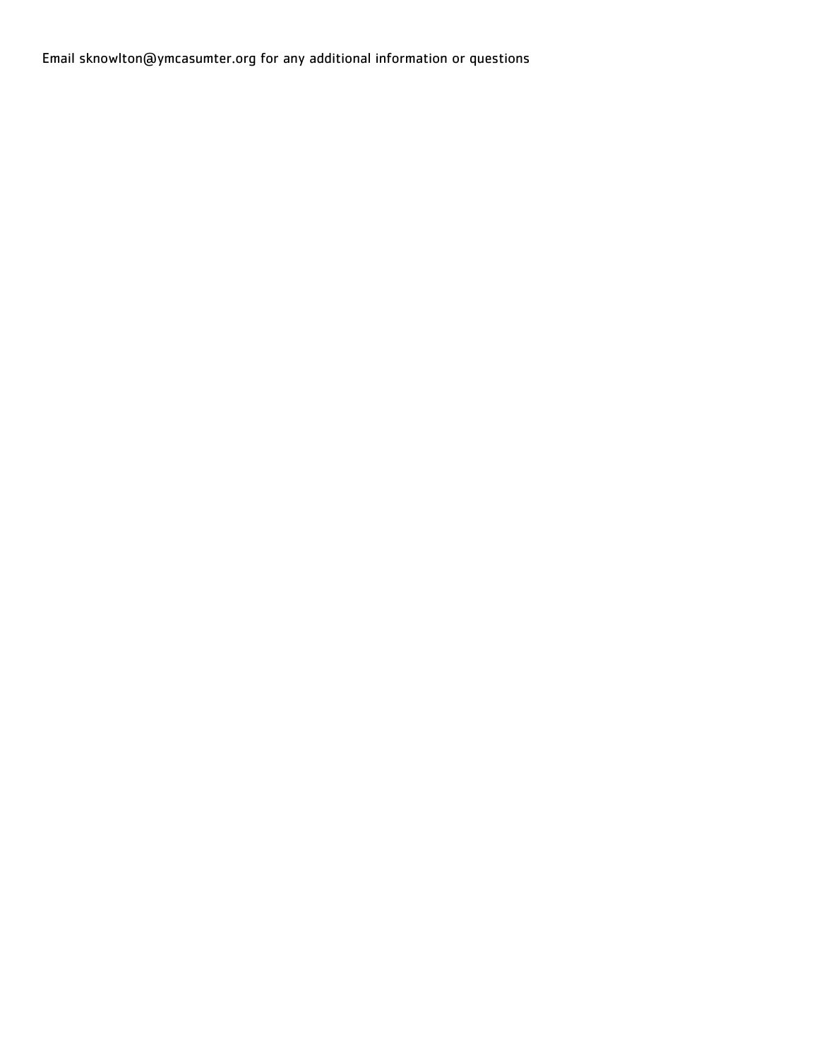Email sknowlton@ymcasumter.org for any additional information or questions